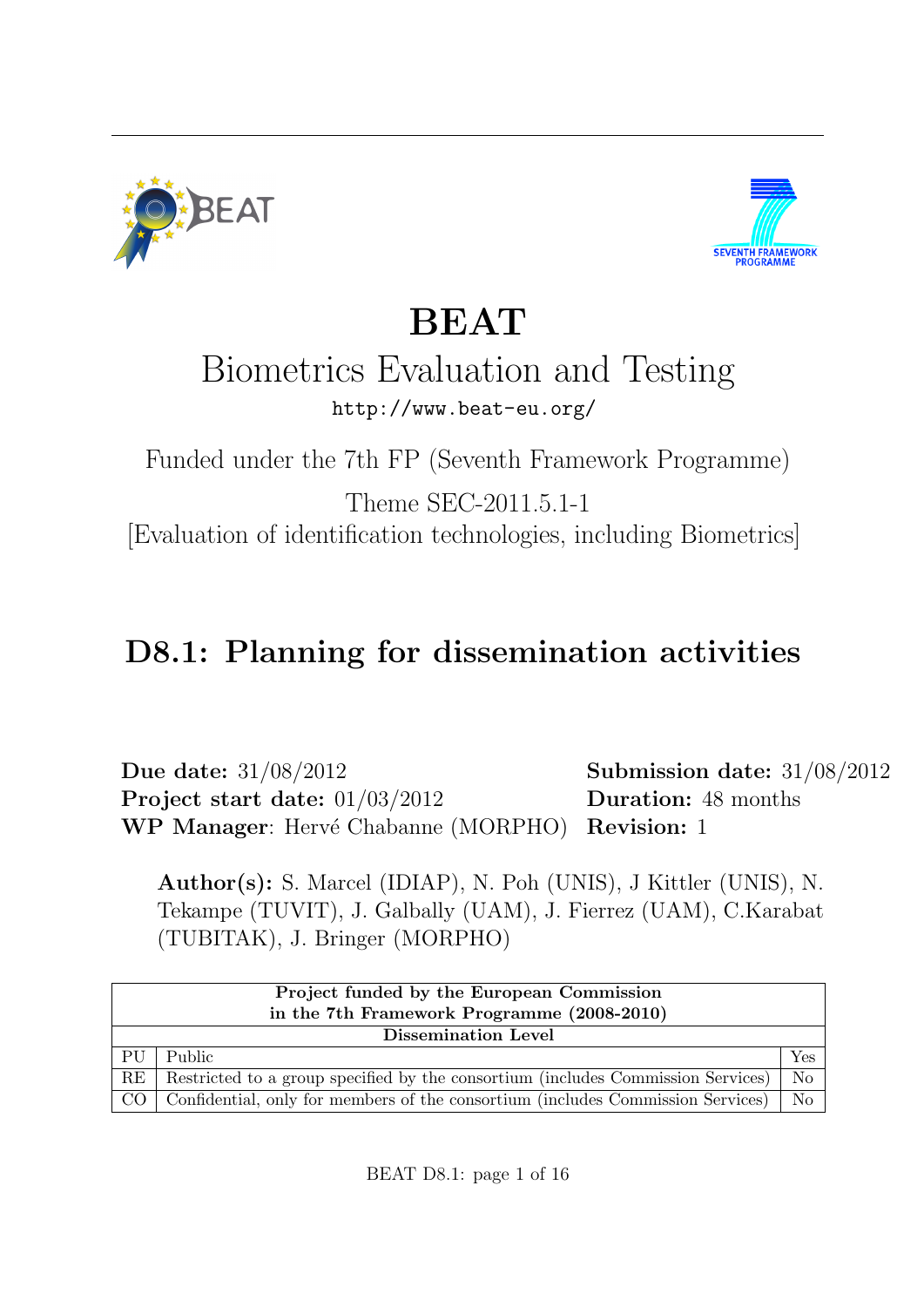# BEAT

## Biometrics Evaluation and Testing

http://www.beat-eu.org/

Funded under the 7th FP (Seventh Framework Programme)

Theme SEC-2011.5.1-1

[Evaluation of identification technologies, including Biometrics]

# D8.1: Planning for dissemination activities

**Due date:** 31/08/2012
**Project start date:** 01/03/2012
**WP Manager**: Hervé Chabanne (MORPHO)

**Submission date:** 31/08/2012
**Duration:** 48 months
**Revision:** 1

**Author(s):** S. Marcel (IDIAP), N. Poh (UNIS), J Kittler (UNIS), N. Tekampe (TUVIT), J. Galbally (UAM), J. Fierrez (UAM), C.Karabat (TUBITAK), J. Bringer (MORPHO)

| **Project funded by the European Commission in the 7th Framework Programme (2008-2010)** | | |
|---|---|---|
| **Dissemination Level** | | |
| PU | Public | Yes |
| RE | Restricted to a group specified by the consortium (includes Commission Services) | No |
| CO | Confidential, only for members of the consortium (includes Commission Services) | No |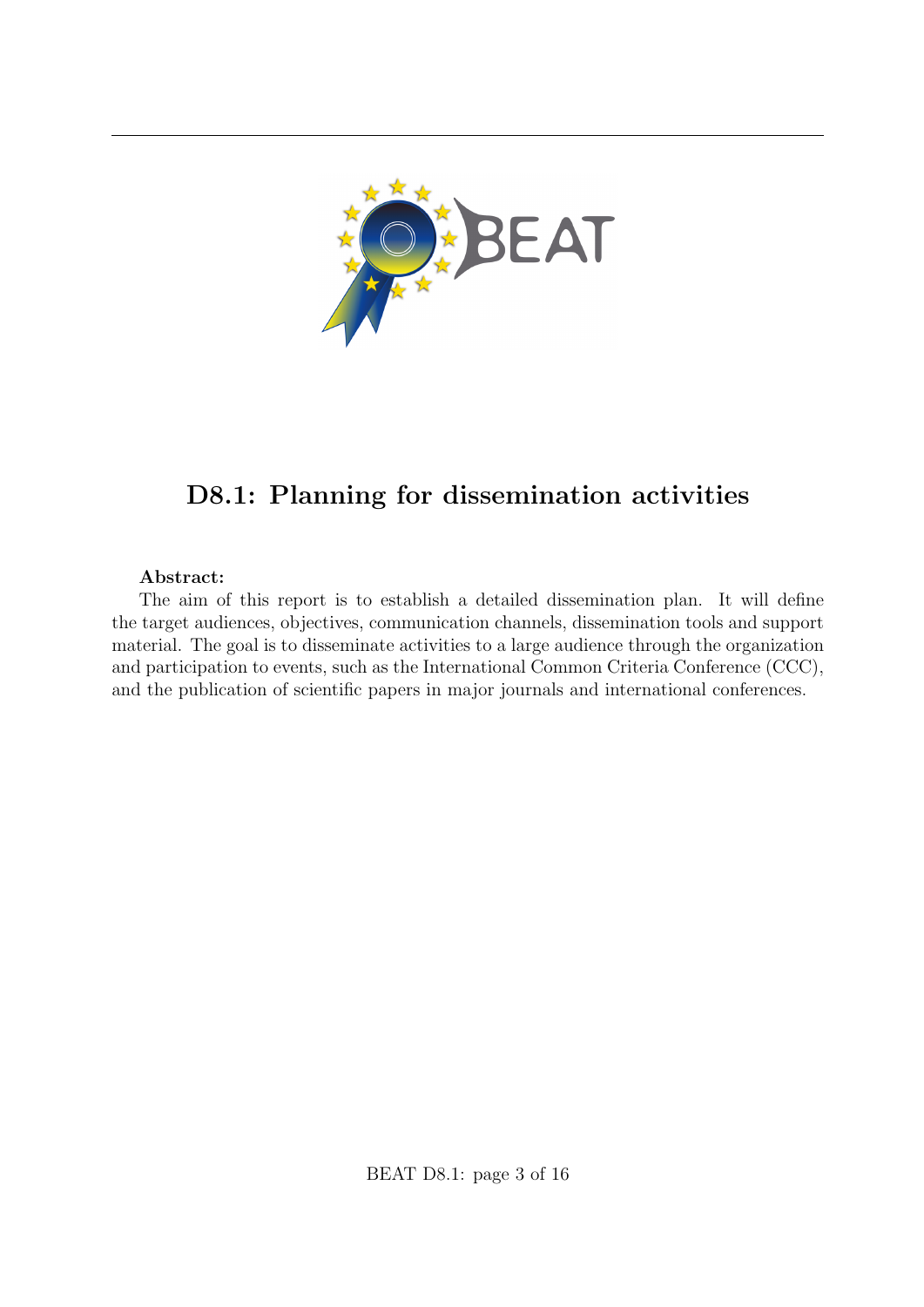# D8.1: Planning for dissemination activities

**Abstract:**

The aim of this report is to establish a detailed dissemination plan. It will define the target audiences, objectives, communication channels, dissemination tools and support material. The goal is to disseminate activities to a large audience through the organization and participation to events, such as the International Common Criteria Conference (CCC), and the publication of scientific papers in major journals and international conferences.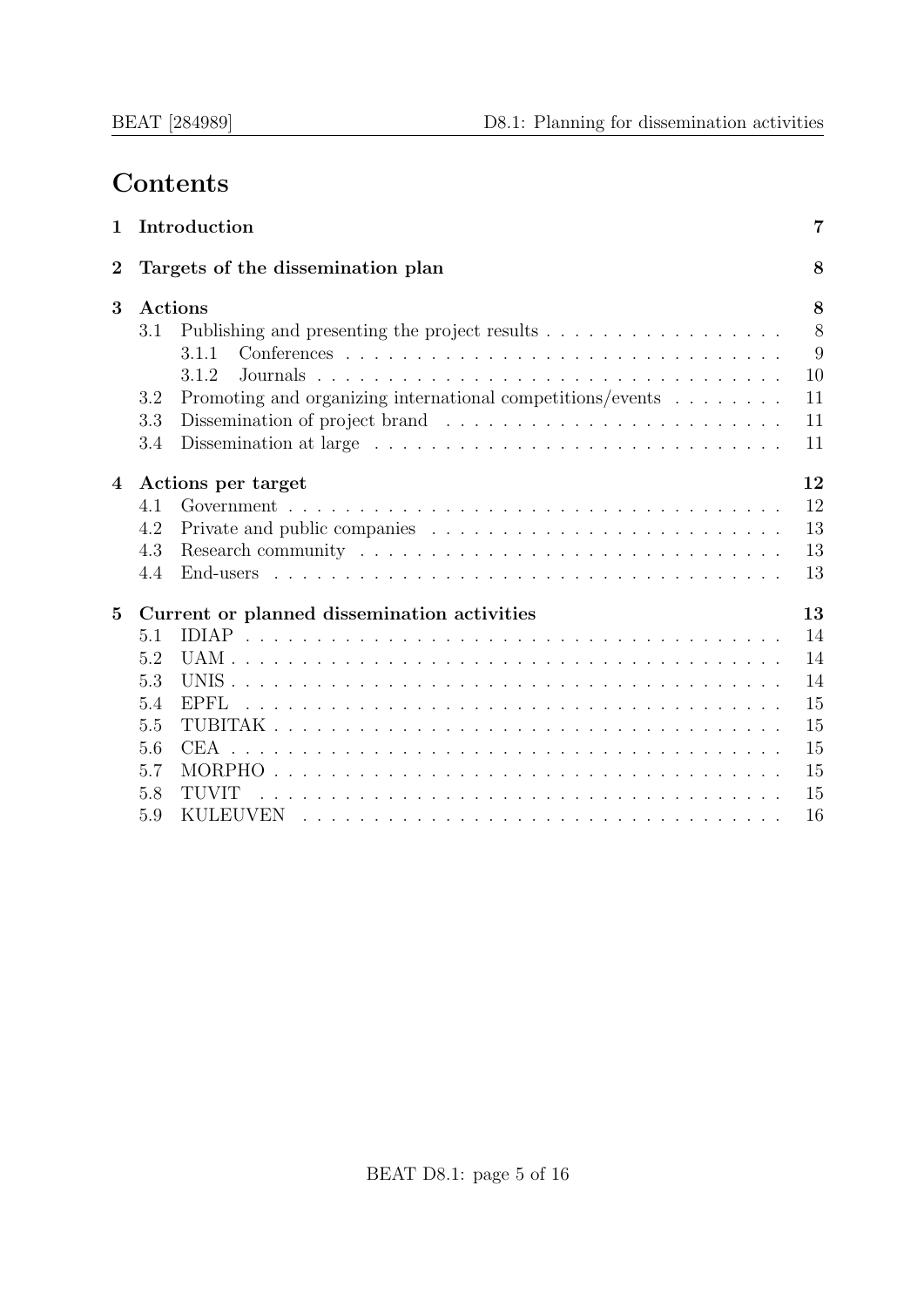# Contents

1 Introduction 7

2 Targets of the dissemination plan 8

3 Actions 8
- 3.1 Publishing and presenting the project results 8
  - 3.1.1 Conferences 9
  - 3.1.2 Journals 10
- 3.2 Promoting and organizing international competitions/events 11
- 3.3 Dissemination of project brand 11
- 3.4 Dissemination at large 11

4 Actions per target 12
- 4.1 Government 12
- 4.2 Private and public companies 13
- 4.3 Research community 13
- 4.4 End-users 13

5 Current or planned dissemination activities 13
- 5.1 IDIAP 14
- 5.2 UAM 14
- 5.3 UNIS 14
- 5.4 EPFL 15
- 5.5 TUBITAK 15
- 5.6 CEA 15
- 5.7 MORPHO 15
- 5.8 TUVIT 15
- 5.9 KULEUVEN 16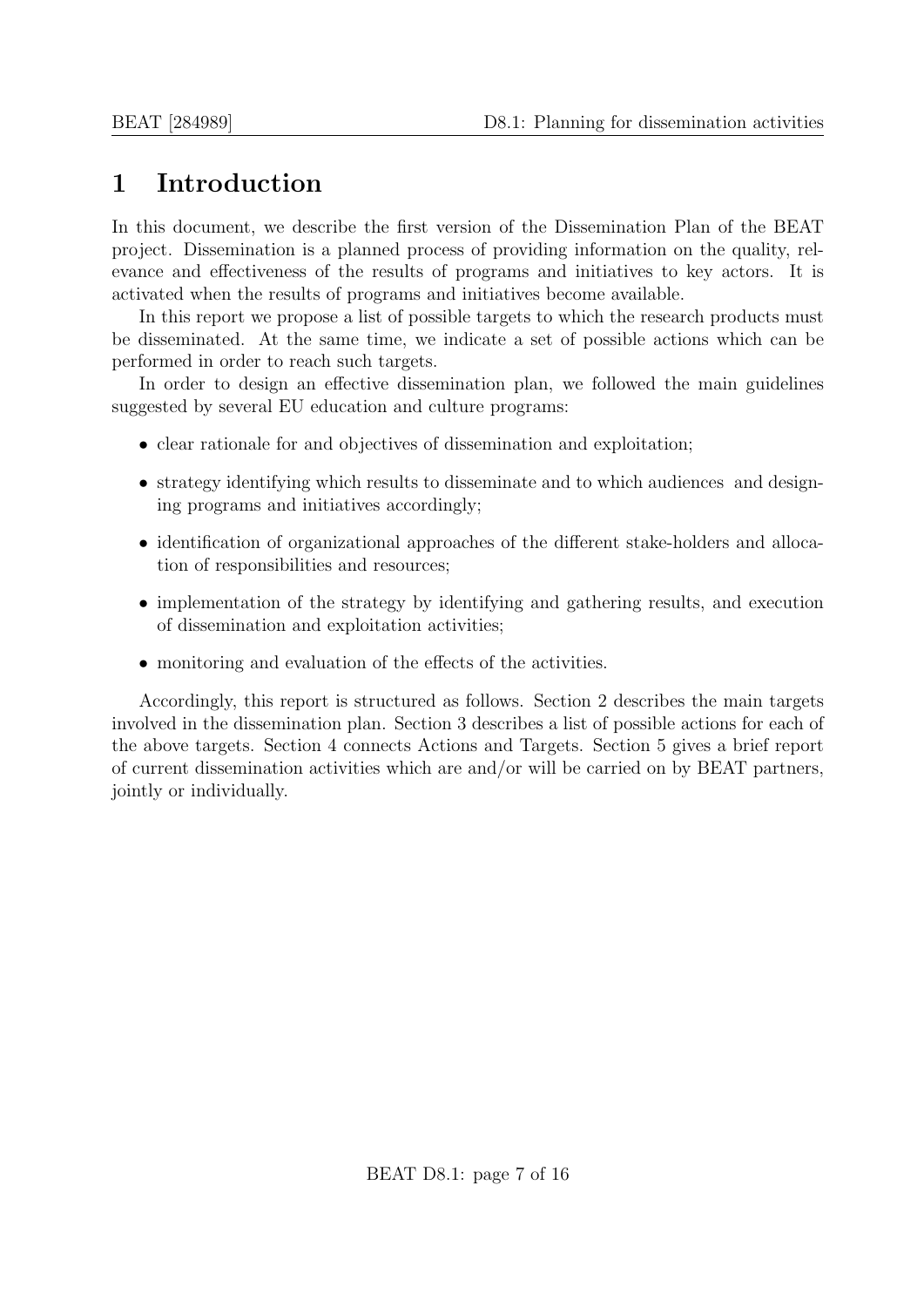# 1 Introduction

In this document, we describe the first version of the Dissemination Plan of the BEAT project. Dissemination is a planned process of providing information on the quality, relevance and effectiveness of the results of programs and initiatives to key actors. It is activated when the results of programs and initiatives become available.

In this report we propose a list of possible targets to which the research products must be disseminated. At the same time, we indicate a set of possible actions which can be performed in order to reach such targets.

In order to design an effective dissemination plan, we followed the main guidelines suggested by several EU education and culture programs:

- clear rationale for and objectives of dissemination and exploitation;
- strategy identifying which results to disseminate and to which audiences and designing programs and initiatives accordingly;
- identification of organizational approaches of the different stake-holders and allocation of responsibilities and resources;
- implementation of the strategy by identifying and gathering results, and execution of dissemination and exploitation activities;
- monitoring and evaluation of the effects of the activities.

Accordingly, this report is structured as follows. Section 2 describes the main targets involved in the dissemination plan. Section 3 describes a list of possible actions for each of the above targets. Section 4 connects Actions and Targets. Section 5 gives a brief report of current dissemination activities which are and/or will be carried on by BEAT partners, jointly or individually.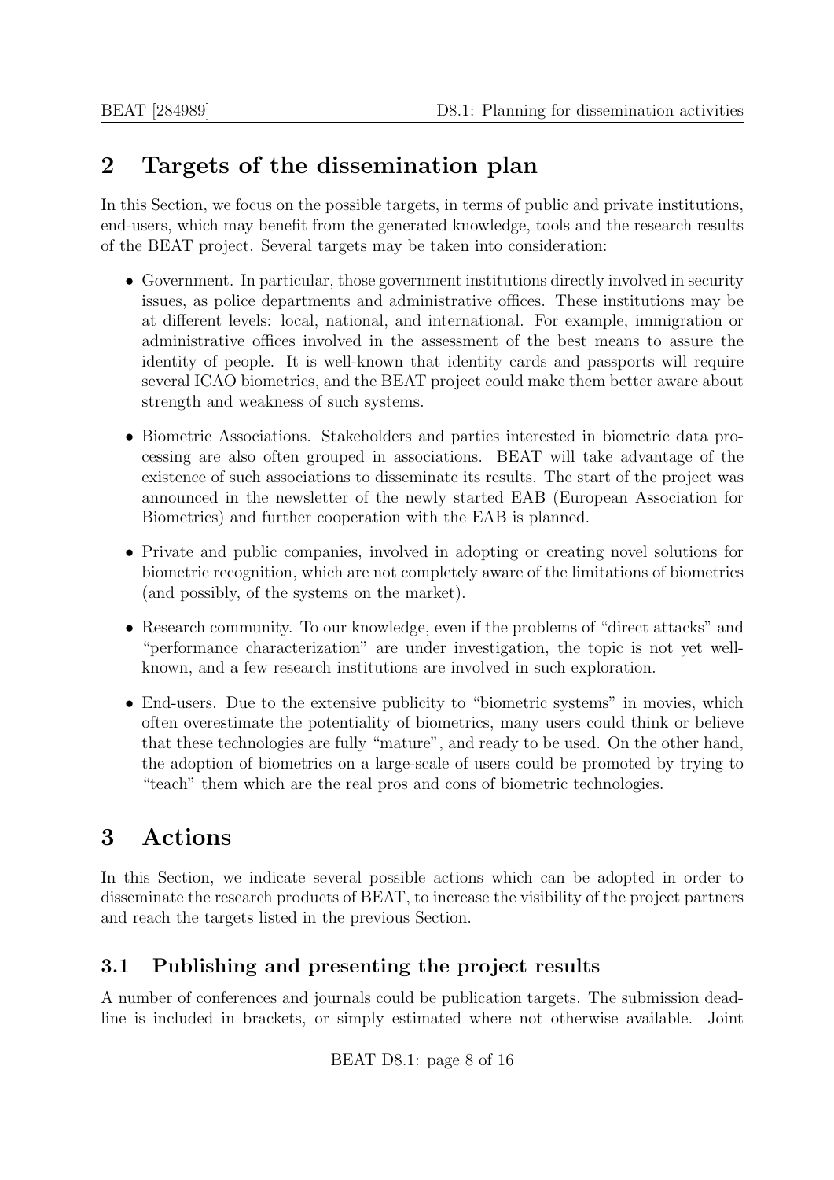## 2 Targets of the dissemination plan

In this Section, we focus on the possible targets, in terms of public and private institutions, end-users, which may benefit from the generated knowledge, tools and the research results of the BEAT project. Several targets may be taken into consideration:

- Government. In particular, those government institutions directly involved in security issues, as police departments and administrative offices. These institutions may be at different levels: local, national, and international. For example, immigration or administrative offices involved in the assessment of the best means to assure the identity of people. It is well-known that identity cards and passports will require several ICAO biometrics, and the BEAT project could make them better aware about strength and weakness of such systems.
- Biometric Associations. Stakeholders and parties interested in biometric data processing are also often grouped in associations. BEAT will take advantage of the existence of such associations to disseminate its results. The start of the project was announced in the newsletter of the newly started EAB (European Association for Biometrics) and further cooperation with the EAB is planned.
- Private and public companies, involved in adopting or creating novel solutions for biometric recognition, which are not completely aware of the limitations of biometrics (and possibly, of the systems on the market).
- Research community. To our knowledge, even if the problems of "direct attacks" and "performance characterization" are under investigation, the topic is not yet well-known, and a few research institutions are involved in such exploration.
- End-users. Due to the extensive publicity to "biometric systems" in movies, which often overestimate the potentiality of biometrics, many users could think or believe that these technologies are fully "mature", and ready to be used. On the other hand, the adoption of biometrics on a large-scale of users could be promoted by trying to "teach" them which are the real pros and cons of biometric technologies.

## 3 Actions

In this Section, we indicate several possible actions which can be adopted in order to disseminate the research products of BEAT, to increase the visibility of the project partners and reach the targets listed in the previous Section.

### 3.1 Publishing and presenting the project results

A number of conferences and journals could be publication targets. The submission deadline is included in brackets, or simply estimated where not otherwise available. Joint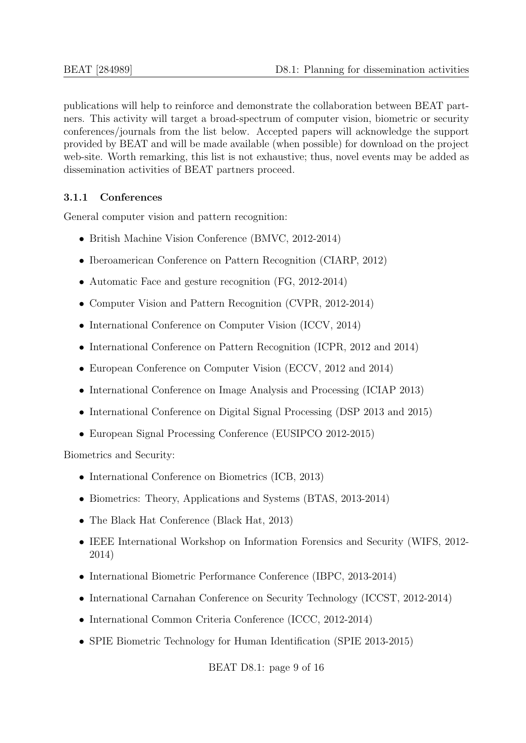publications will help to reinforce and demonstrate the collaboration between BEAT partners. This activity will target a broad-spectrum of computer vision, biometric or security conferences/journals from the list below. Accepted papers will acknowledge the support provided by BEAT and will be made available (when possible) for download on the project web-site. Worth remarking, this list is not exhaustive; thus, novel events may be added as dissemination activities of BEAT partners proceed.

### 3.1.1 Conferences

General computer vision and pattern recognition:

- British Machine Vision Conference (BMVC, 2012-2014)
- Iberoamerican Conference on Pattern Recognition (CIARP, 2012)
- Automatic Face and gesture recognition (FG, 2012-2014)
- Computer Vision and Pattern Recognition (CVPR, 2012-2014)
- International Conference on Computer Vision (ICCV, 2014)
- International Conference on Pattern Recognition (ICPR, 2012 and 2014)
- European Conference on Computer Vision (ECCV, 2012 and 2014)
- International Conference on Image Analysis and Processing (ICIAP 2013)
- International Conference on Digital Signal Processing (DSP 2013 and 2015)
- European Signal Processing Conference (EUSIPCO 2012-2015)

Biometrics and Security:

- International Conference on Biometrics (ICB, 2013)
- Biometrics: Theory, Applications and Systems (BTAS, 2013-2014)
- The Black Hat Conference (Black Hat, 2013)
- IEEE International Workshop on Information Forensics and Security (WIFS, 2012-2014)
- International Biometric Performance Conference (IBPC, 2013-2014)
- International Carnahan Conference on Security Technology (ICCST, 2012-2014)
- International Common Criteria Conference (ICCC, 2012-2014)
- SPIE Biometric Technology for Human Identification (SPIE 2013-2015)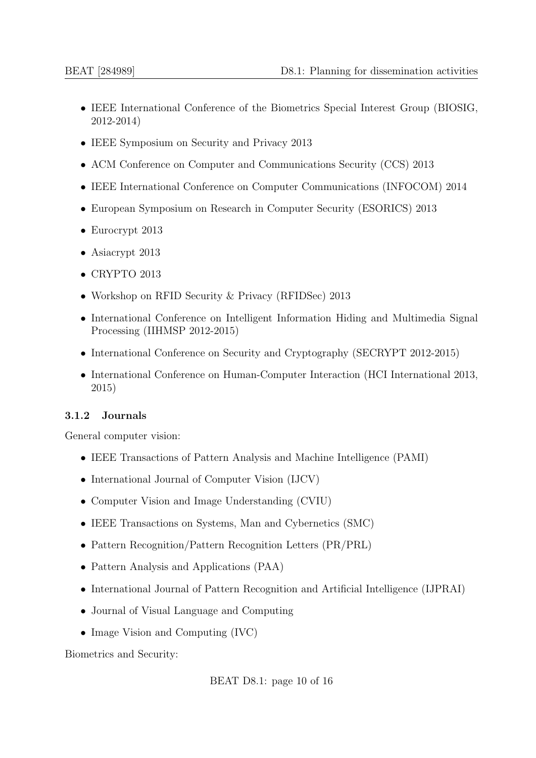- IEEE International Conference of the Biometrics Special Interest Group (BIOSIG, 2012-2014)
- IEEE Symposium on Security and Privacy 2013
- ACM Conference on Computer and Communications Security (CCS) 2013
- IEEE International Conference on Computer Communications (INFOCOM) 2014
- European Symposium on Research in Computer Security (ESORICS) 2013
- Eurocrypt 2013
- Asiacrypt 2013
- CRYPTO 2013
- Workshop on RFID Security & Privacy (RFIDSec) 2013
- International Conference on Intelligent Information Hiding and Multimedia Signal Processing (IIHMSP 2012-2015)
- International Conference on Security and Cryptography (SECRYPT 2012-2015)
- International Conference on Human-Computer Interaction (HCI International 2013, 2015)

#### 3.1.2 Journals

General computer vision:

- IEEE Transactions of Pattern Analysis and Machine Intelligence (PAMI)
- International Journal of Computer Vision (IJCV)
- Computer Vision and Image Understanding (CVIU)
- IEEE Transactions on Systems, Man and Cybernetics (SMC)
- Pattern Recognition/Pattern Recognition Letters (PR/PRL)
- Pattern Analysis and Applications (PAA)
- International Journal of Pattern Recognition and Artificial Intelligence (IJPRAI)
- Journal of Visual Language and Computing
- Image Vision and Computing (IVC)

Biometrics and Security: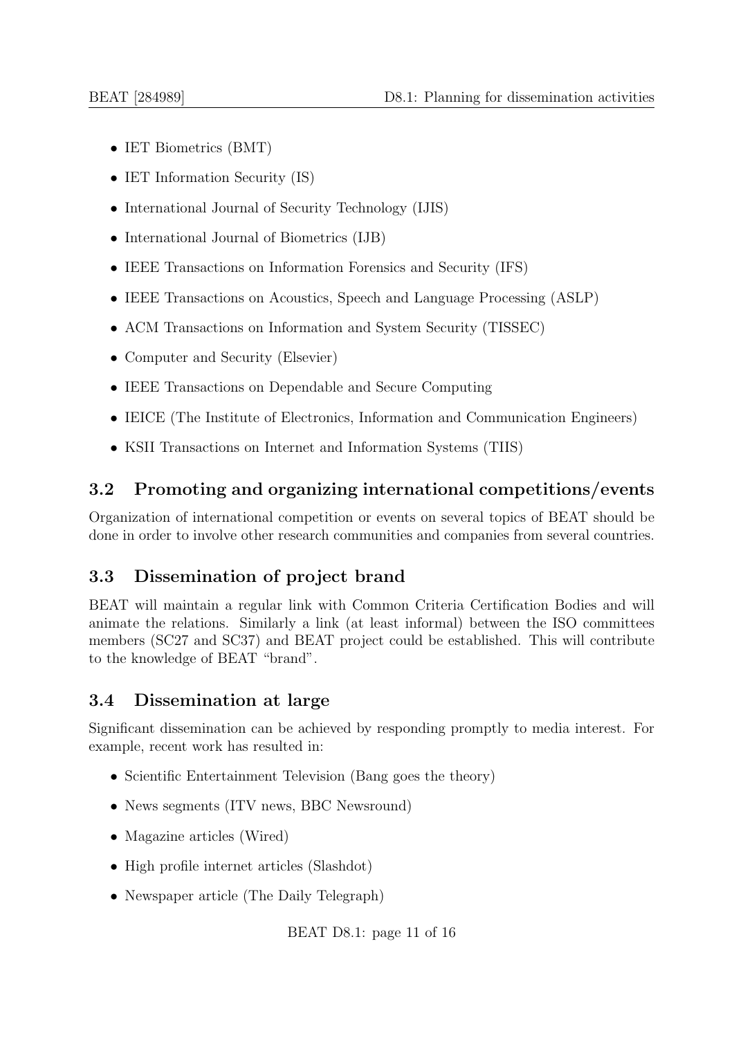- IET Biometrics (BMT)
- IET Information Security (IS)
- International Journal of Security Technology (IJIS)
- International Journal of Biometrics (IJB)
- IEEE Transactions on Information Forensics and Security (IFS)
- IEEE Transactions on Acoustics, Speech and Language Processing (ASLP)
- ACM Transactions on Information and System Security (TISSEC)
- Computer and Security (Elsevier)
- IEEE Transactions on Dependable and Secure Computing
- IEICE (The Institute of Electronics, Information and Communication Engineers)
- KSII Transactions on Internet and Information Systems (TIIS)

## 3.2 Promoting and organizing international competitions/events

Organization of international competition or events on several topics of BEAT should be done in order to involve other research communities and companies from several countries.

## 3.3 Dissemination of project brand

BEAT will maintain a regular link with Common Criteria Certification Bodies and will animate the relations. Similarly a link (at least informal) between the ISO committees members (SC27 and SC37) and BEAT project could be established. This will contribute to the knowledge of BEAT "brand".

## 3.4 Dissemination at large

Significant dissemination can be achieved by responding promptly to media interest. For example, recent work has resulted in:

- Scientific Entertainment Television (Bang goes the theory)
- News segments (ITV news, BBC Newsround)
- Magazine articles (Wired)
- High profile internet articles (Slashdot)
- Newspaper article (The Daily Telegraph)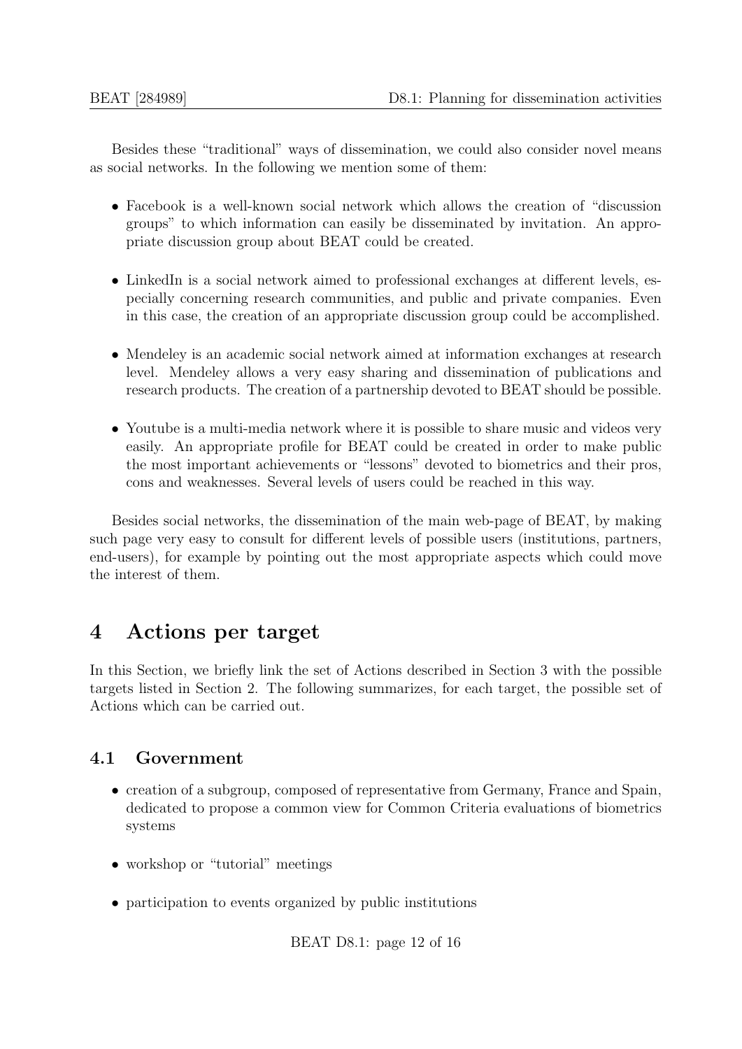Besides these "traditional" ways of dissemination, we could also consider novel means as social networks. In the following we mention some of them:

- Facebook is a well-known social network which allows the creation of "discussion groups" to which information can easily be disseminated by invitation. An appropriate discussion group about BEAT could be created.
- LinkedIn is a social network aimed to professional exchanges at different levels, especially concerning research communities, and public and private companies. Even in this case, the creation of an appropriate discussion group could be accomplished.
- Mendeley is an academic social network aimed at information exchanges at research level. Mendeley allows a very easy sharing and dissemination of publications and research products. The creation of a partnership devoted to BEAT should be possible.
- Youtube is a multi-media network where it is possible to share music and videos very easily. An appropriate profile for BEAT could be created in order to make public the most important achievements or "lessons" devoted to biometrics and their pros, cons and weaknesses. Several levels of users could be reached in this way.

Besides social networks, the dissemination of the main web-page of BEAT, by making such page very easy to consult for different levels of possible users (institutions, partners, end-users), for example by pointing out the most appropriate aspects which could move the interest of them.

# 4 Actions per target

In this Section, we briefly link the set of Actions described in Section 3 with the possible targets listed in Section 2. The following summarizes, for each target, the possible set of Actions which can be carried out.

## 4.1 Government

- creation of a subgroup, composed of representative from Germany, France and Spain, dedicated to propose a common view for Common Criteria evaluations of biometrics systems
- workshop or "tutorial" meetings
- participation to events organized by public institutions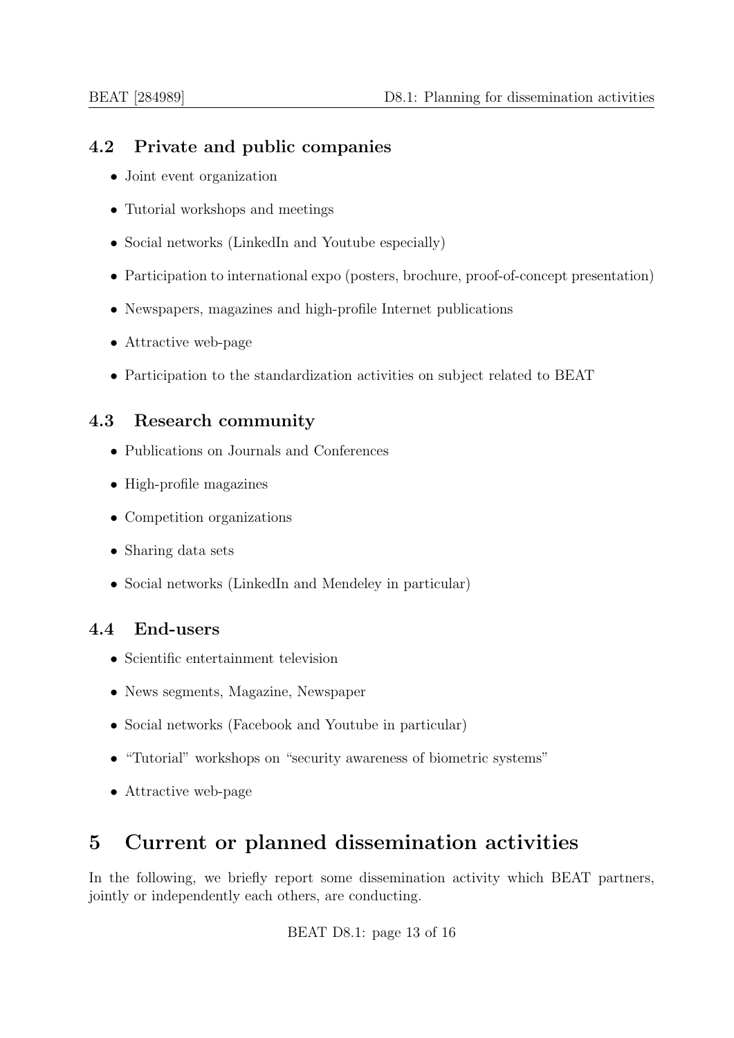### 4.2 Private and public companies

- Joint event organization
- Tutorial workshops and meetings
- Social networks (LinkedIn and Youtube especially)
- Participation to international expo (posters, brochure, proof-of-concept presentation)
- Newspapers, magazines and high-profile Internet publications
- Attractive web-page
- Participation to the standardization activities on subject related to BEAT

### 4.3 Research community

- Publications on Journals and Conferences
- High-profile magazines
- Competition organizations
- Sharing data sets
- Social networks (LinkedIn and Mendeley in particular)

### 4.4 End-users

- Scientific entertainment television
- News segments, Magazine, Newspaper
- Social networks (Facebook and Youtube in particular)
- "Tutorial" workshops on "security awareness of biometric systems"
- Attractive web-page

## 5 Current or planned dissemination activities

In the following, we briefly report some dissemination activity which BEAT partners, jointly or independently each others, are conducting.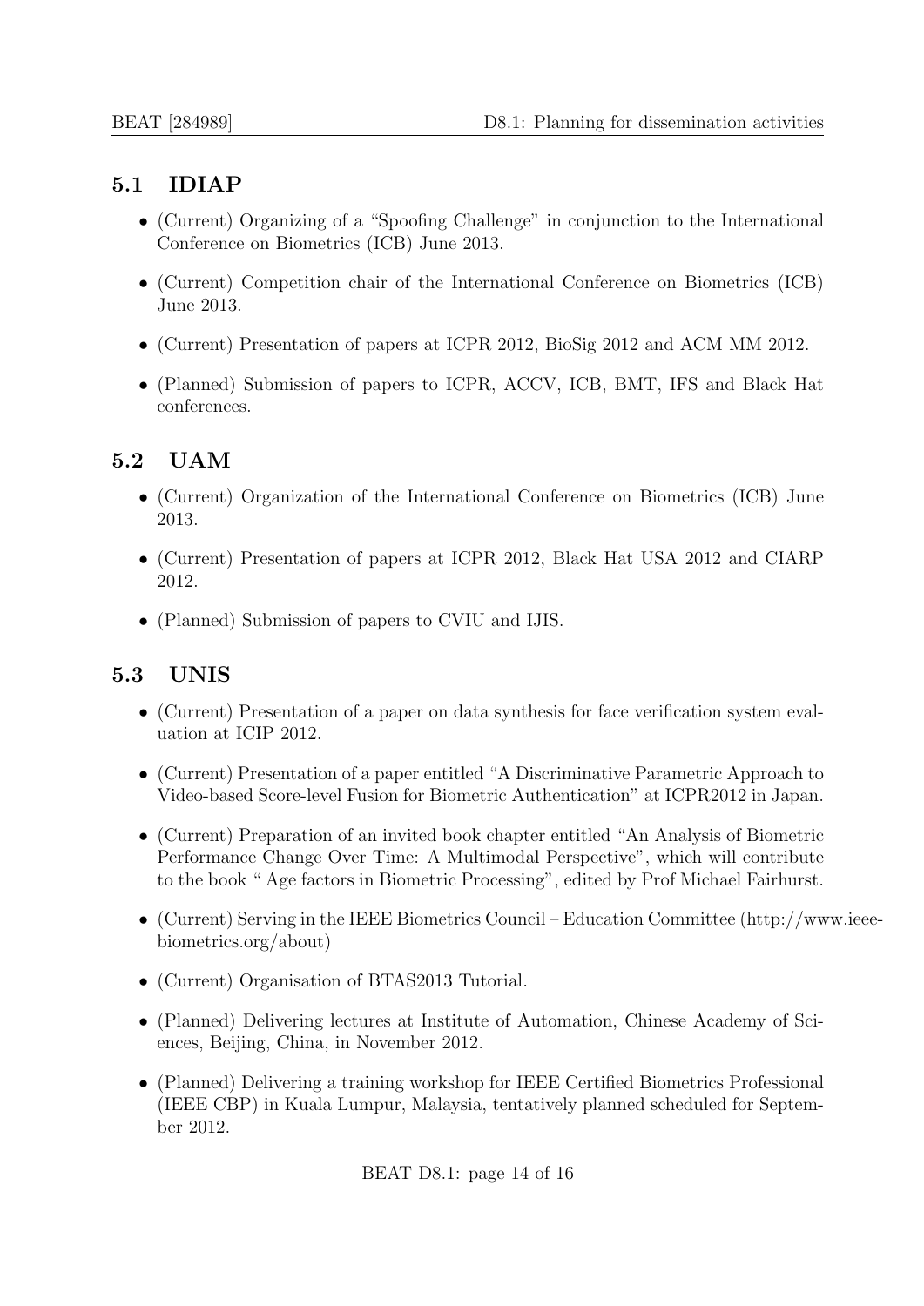## 5.1 IDIAP

- (Current) Organizing of a "Spoofing Challenge" in conjunction to the International Conference on Biometrics (ICB) June 2013.
- (Current) Competition chair of the International Conference on Biometrics (ICB) June 2013.
- (Current) Presentation of papers at ICPR 2012, BioSig 2012 and ACM MM 2012.
- (Planned) Submission of papers to ICPR, ACCV, ICB, BMT, IFS and Black Hat conferences.

## 5.2 UAM

- (Current) Organization of the International Conference on Biometrics (ICB) June 2013.
- (Current) Presentation of papers at ICPR 2012, Black Hat USA 2012 and CIARP 2012.
- (Planned) Submission of papers to CVIU and IJIS.

## 5.3 UNIS

- (Current) Presentation of a paper on data synthesis for face verification system evaluation at ICIP 2012.
- (Current) Presentation of a paper entitled "A Discriminative Parametric Approach to Video-based Score-level Fusion for Biometric Authentication" at ICPR2012 in Japan.
- (Current) Preparation of an invited book chapter entitled "An Analysis of Biometric Performance Change Over Time: A Multimodal Perspective", which will contribute to the book " Age factors in Biometric Processing", edited by Prof Michael Fairhurst.
- (Current) Serving in the IEEE Biometrics Council – Education Committee (http://www.ieee-biometrics.org/about)
- (Current) Organisation of BTAS2013 Tutorial.
- (Planned) Delivering lectures at Institute of Automation, Chinese Academy of Sciences, Beijing, China, in November 2012.
- (Planned) Delivering a training workshop for IEEE Certified Biometrics Professional (IEEE CBP) in Kuala Lumpur, Malaysia, tentatively planned scheduled for September 2012.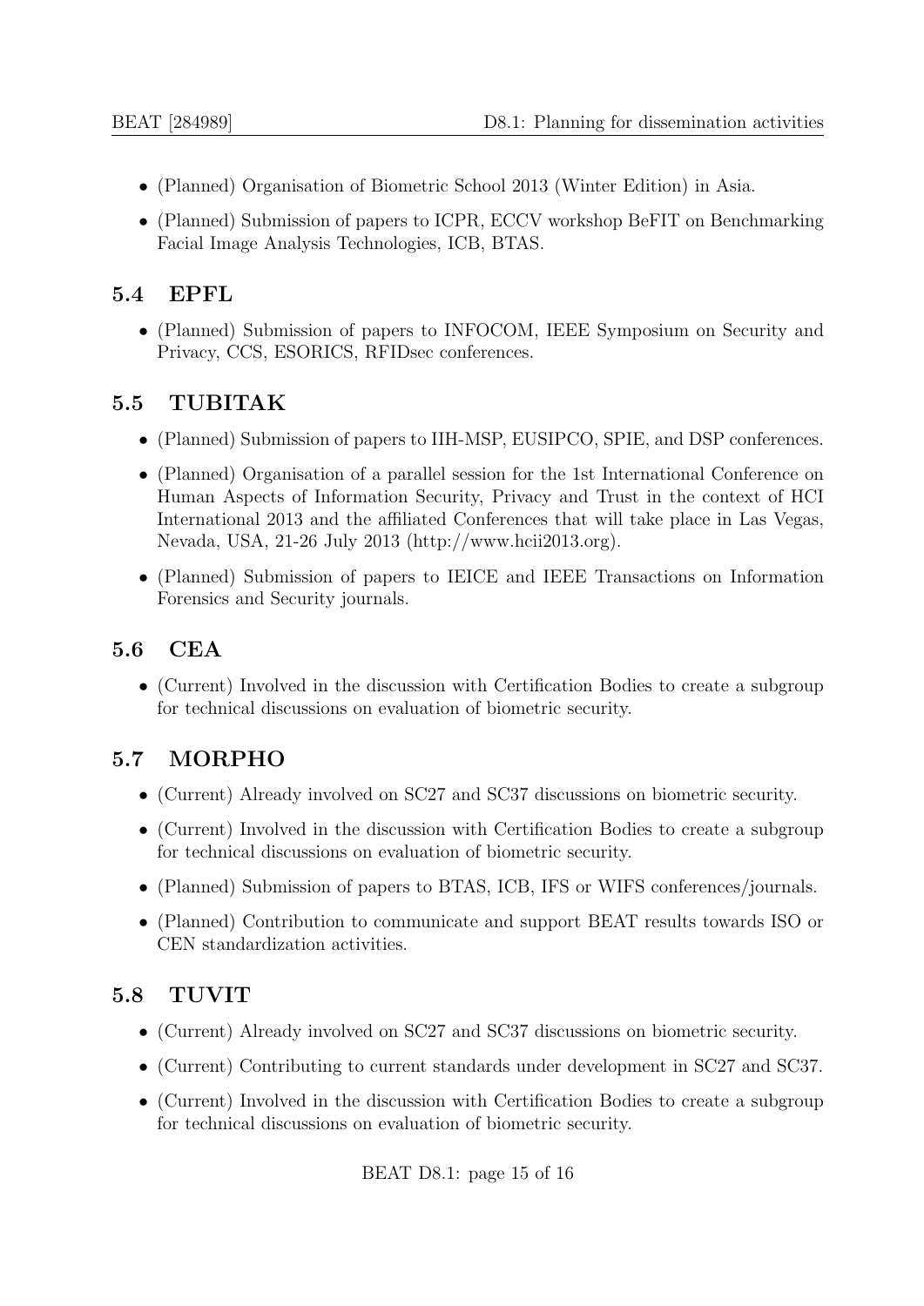- (Planned) Organisation of Biometric School 2013 (Winter Edition) in Asia.
- (Planned) Submission of papers to ICPR, ECCV workshop BeFIT on Benchmarking Facial Image Analysis Technologies, ICB, BTAS.

## 5.4 EPFL

- (Planned) Submission of papers to INFOCOM, IEEE Symposium on Security and Privacy, CCS, ESORICS, RFIDsec conferences.

## 5.5 TUBITAK

- (Planned) Submission of papers to IIH-MSP, EUSIPCO, SPIE, and DSP conferences.
- (Planned) Organisation of a parallel session for the 1st International Conference on Human Aspects of Information Security, Privacy and Trust in the context of HCI International 2013 and the affiliated Conferences that will take place in Las Vegas, Nevada, USA, 21-26 July 2013 (http://www.hcii2013.org).
- (Planned) Submission of papers to IEICE and IEEE Transactions on Information Forensics and Security journals.

## 5.6 CEA

- (Current) Involved in the discussion with Certification Bodies to create a subgroup for technical discussions on evaluation of biometric security.

## 5.7 MORPHO

- (Current) Already involved on SC27 and SC37 discussions on biometric security.
- (Current) Involved in the discussion with Certification Bodies to create a subgroup for technical discussions on evaluation of biometric security.
- (Planned) Submission of papers to BTAS, ICB, IFS or WIFS conferences/journals.
- (Planned) Contribution to communicate and support BEAT results towards ISO or CEN standardization activities.

## 5.8 TUVIT

- (Current) Already involved on SC27 and SC37 discussions on biometric security.
- (Current) Contributing to current standards under development in SC27 and SC37.
- (Current) Involved in the discussion with Certification Bodies to create a subgroup for technical discussions on evaluation of biometric security.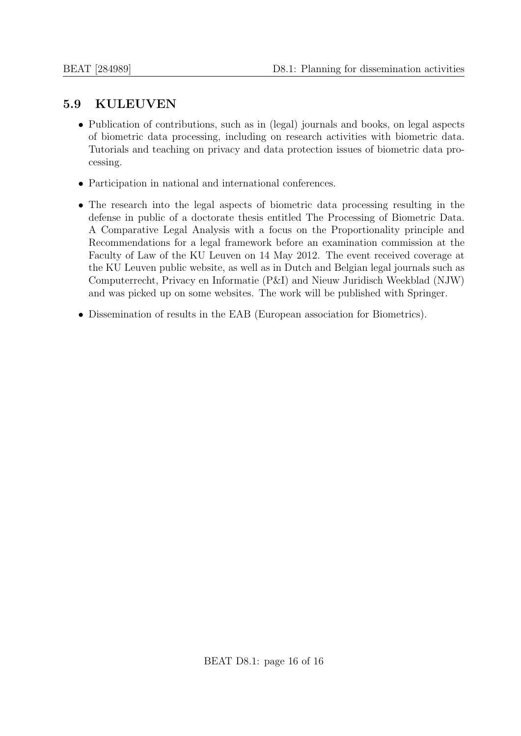## 5.9 KULEUVEN

- Publication of contributions, such as in (legal) journals and books, on legal aspects of biometric data processing, including on research activities with biometric data. Tutorials and teaching on privacy and data protection issues of biometric data processing.
- Participation in national and international conferences.
- The research into the legal aspects of biometric data processing resulting in the defense in public of a doctorate thesis entitled The Processing of Biometric Data. A Comparative Legal Analysis with a focus on the Proportionality principle and Recommendations for a legal framework before an examination commission at the Faculty of Law of the KU Leuven on 14 May 2012. The event received coverage at the KU Leuven public website, as well as in Dutch and Belgian legal journals such as Computerrecht, Privacy en Informatie (P&I) and Nieuw Juridisch Weekblad (NJW) and was picked up on some websites. The work will be published with Springer.
- Dissemination of results in the EAB (European association for Biometrics).